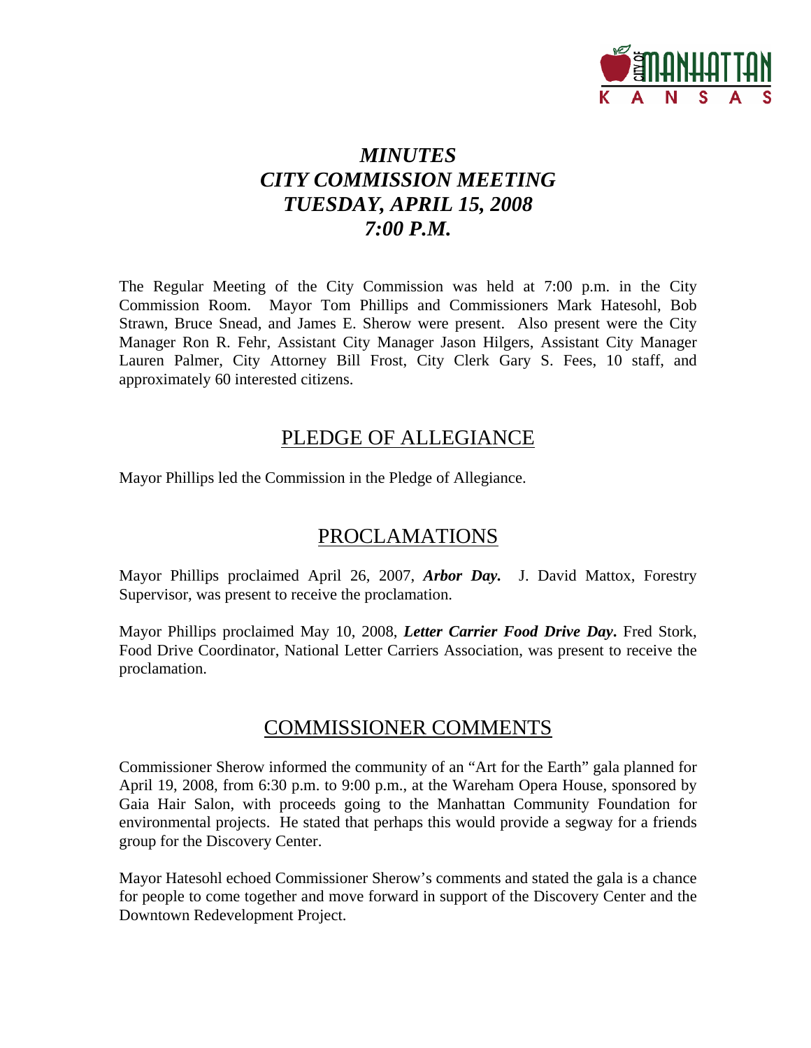# *MINUTES*
# *CITY COMMISSION MEETING*
# *TUESDAY, APRIL 15, 2008*
# *7:00 P.M.*

The Regular Meeting of the City Commission was held at 7:00 p.m. in the City Commission Room. Mayor Tom Phillips and Commissioners Mark Hatesohl, Bob Strawn, Bruce Snead, and James E. Sherow were present. Also present were the City Manager Ron R. Fehr, Assistant City Manager Jason Hilgers, Assistant City Manager Lauren Palmer, City Attorney Bill Frost, City Clerk Gary S. Fees, 10 staff, and approximately 60 interested citizens.

## PLEDGE OF ALLEGIANCE

Mayor Phillips led the Commission in the Pledge of Allegiance.

## PROCLAMATIONS

Mayor Phillips proclaimed April 26, 2007, ***Arbor Day.*** J. David Mattox, Forestry Supervisor, was present to receive the proclamation.

Mayor Phillips proclaimed May 10, 2008, ***Letter Carrier Food Drive Day***. Fred Stork, Food Drive Coordinator, National Letter Carriers Association, was present to receive the proclamation.

## COMMISSIONER COMMENTS

Commissioner Sherow informed the community of an "Art for the Earth" gala planned for April 19, 2008, from 6:30 p.m. to 9:00 p.m., at the Wareham Opera House, sponsored by Gaia Hair Salon, with proceeds going to the Manhattan Community Foundation for environmental projects. He stated that perhaps this would provide a segway for a friends group for the Discovery Center.

Mayor Hatesohl echoed Commissioner Sherow's comments and stated the gala is a chance for people to come together and move forward in support of the Discovery Center and the Downtown Redevelopment Project.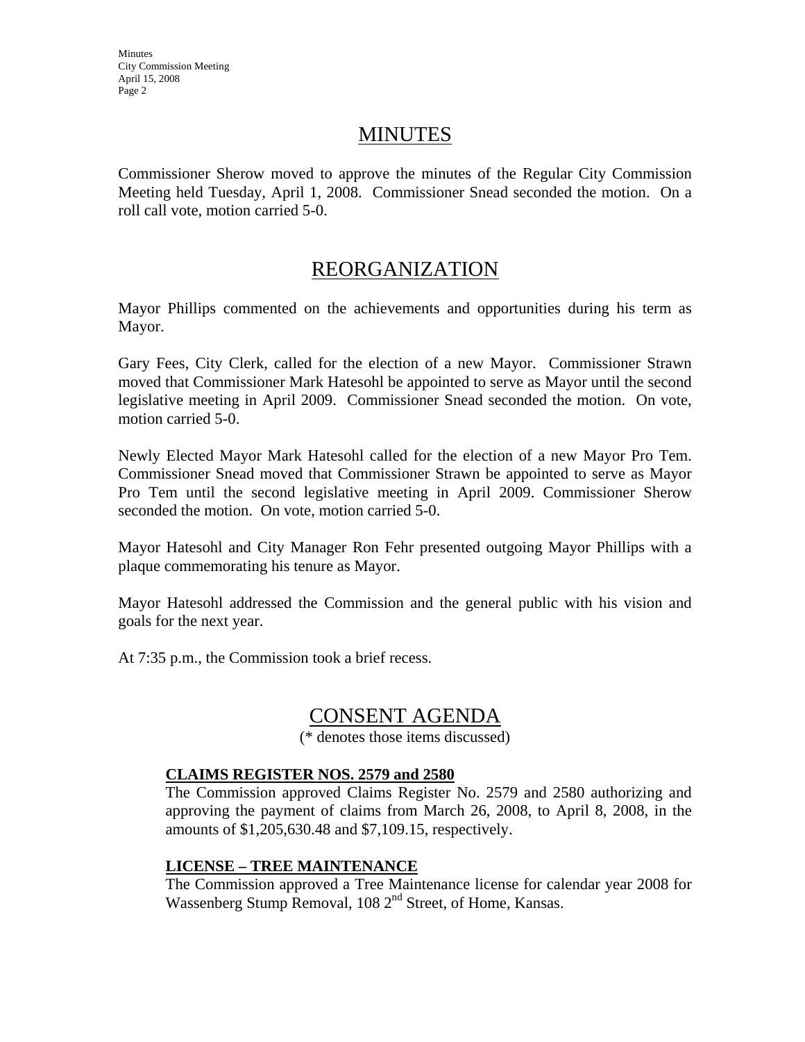# MINUTES

Commissioner Sherow moved to approve the minutes of the Regular City Commission Meeting held Tuesday, April 1, 2008. Commissioner Snead seconded the motion. On a roll call vote, motion carried 5-0.

# REORGANIZATION

Mayor Phillips commented on the achievements and opportunities during his term as Mayor.

Gary Fees, City Clerk, called for the election of a new Mayor. Commissioner Strawn moved that Commissioner Mark Hatesohl be appointed to serve as Mayor until the second legislative meeting in April 2009. Commissioner Snead seconded the motion. On vote, motion carried 5-0.

Newly Elected Mayor Mark Hatesohl called for the election of a new Mayor Pro Tem. Commissioner Snead moved that Commissioner Strawn be appointed to serve as Mayor Pro Tem until the second legislative meeting in April 2009. Commissioner Sherow seconded the motion. On vote, motion carried 5-0.

Mayor Hatesohl and City Manager Ron Fehr presented outgoing Mayor Phillips with a plaque commemorating his tenure as Mayor.

Mayor Hatesohl addressed the Commission and the general public with his vision and goals for the next year.

At 7:35 p.m., the Commission took a brief recess.

# CONSENT AGENDA

(* denotes those items discussed)

**CLAIMS REGISTER NOS. 2579 and 2580**

The Commission approved Claims Register No. 2579 and 2580 authorizing and approving the payment of claims from March 26, 2008, to April 8, 2008, in the amounts of $1,205,630.48 and $7,109.15, respectively.

**LICENSE – TREE MAINTENANCE**

The Commission approved a Tree Maintenance license for calendar year 2008 for Wassenberg Stump Removal, 108 2nd Street, of Home, Kansas.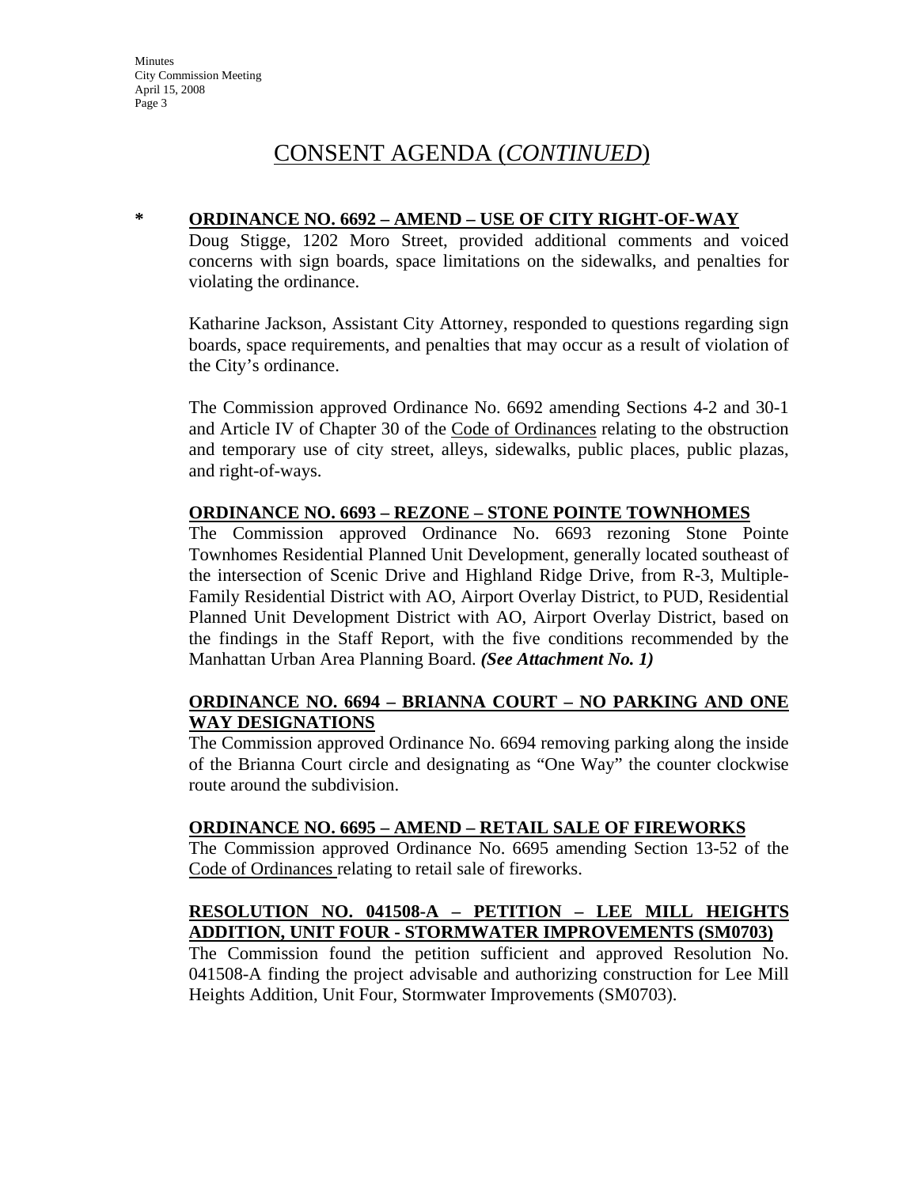# CONSENT AGENDA (*CONTINUED*)

**\* ORDINANCE NO. 6692 – AMEND – USE OF CITY RIGHT-OF-WAY**

Doug Stigge, 1202 Moro Street, provided additional comments and voiced concerns with sign boards, space limitations on the sidewalks, and penalties for violating the ordinance.

Katharine Jackson, Assistant City Attorney, responded to questions regarding sign boards, space requirements, and penalties that may occur as a result of violation of the City's ordinance.

The Commission approved Ordinance No. 6692 amending Sections 4-2 and 30-1 and Article IV of Chapter 30 of the Code of Ordinances relating to the obstruction and temporary use of city street, alleys, sidewalks, public places, public plazas, and right-of-ways.

**ORDINANCE NO. 6693 – REZONE – STONE POINTE TOWNHOMES**

The Commission approved Ordinance No. 6693 rezoning Stone Pointe Townhomes Residential Planned Unit Development, generally located southeast of the intersection of Scenic Drive and Highland Ridge Drive, from R-3, Multiple-Family Residential District with AO, Airport Overlay District, to PUD, Residential Planned Unit Development District with AO, Airport Overlay District, based on the findings in the Staff Report, with the five conditions recommended by the Manhattan Urban Area Planning Board. ***(See Attachment No. 1)***

**ORDINANCE NO. 6694 – BRIANNA COURT – NO PARKING AND ONE WAY DESIGNATIONS**

The Commission approved Ordinance No. 6694 removing parking along the inside of the Brianna Court circle and designating as "One Way" the counter clockwise route around the subdivision.

**ORDINANCE NO. 6695 – AMEND – RETAIL SALE OF FIREWORKS**

The Commission approved Ordinance No. 6695 amending Section 13-52 of the Code of Ordinances relating to retail sale of fireworks.

**RESOLUTION NO. 041508-A – PETITION – LEE MILL HEIGHTS ADDITION, UNIT FOUR - STORMWATER IMPROVEMENTS (SM0703)**

The Commission found the petition sufficient and approved Resolution No. 041508-A finding the project advisable and authorizing construction for Lee Mill Heights Addition, Unit Four, Stormwater Improvements (SM0703).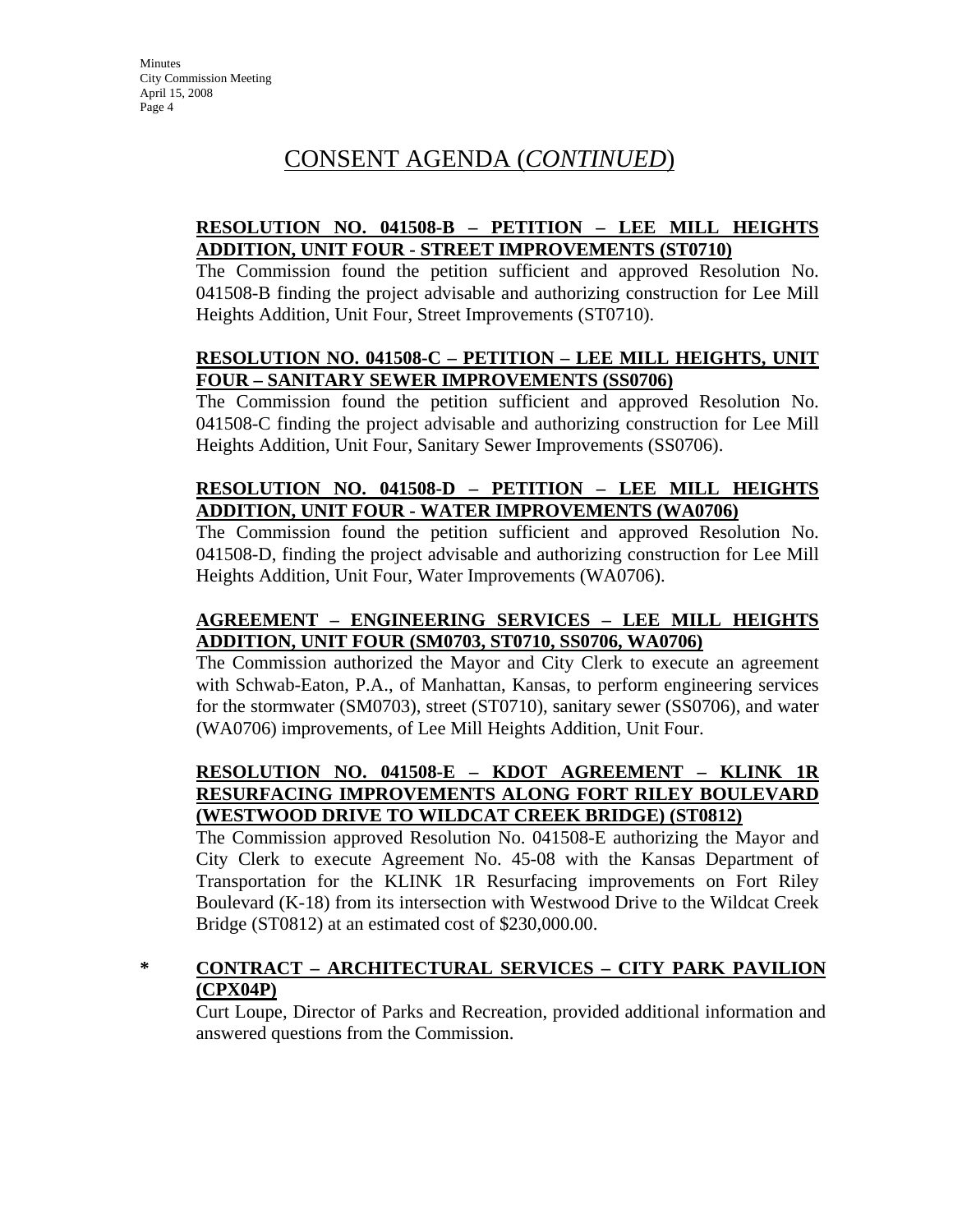# CONSENT AGENDA (*CONTINUED*)

**RESOLUTION NO. 041508-B – PETITION – LEE MILL HEIGHTS ADDITION, UNIT FOUR - STREET IMPROVEMENTS (ST0710)**

The Commission found the petition sufficient and approved Resolution No. 041508-B finding the project advisable and authorizing construction for Lee Mill Heights Addition, Unit Four, Street Improvements (ST0710).

**RESOLUTION NO. 041508-C – PETITION – LEE MILL HEIGHTS, UNIT FOUR – SANITARY SEWER IMPROVEMENTS (SS0706)**

The Commission found the petition sufficient and approved Resolution No. 041508-C finding the project advisable and authorizing construction for Lee Mill Heights Addition, Unit Four, Sanitary Sewer Improvements (SS0706).

**RESOLUTION NO. 041508-D – PETITION – LEE MILL HEIGHTS ADDITION, UNIT FOUR - WATER IMPROVEMENTS (WA0706)**

The Commission found the petition sufficient and approved Resolution No. 041508-D, finding the project advisable and authorizing construction for Lee Mill Heights Addition, Unit Four, Water Improvements (WA0706).

**AGREEMENT – ENGINEERING SERVICES – LEE MILL HEIGHTS ADDITION, UNIT FOUR (SM0703, ST0710, SS0706, WA0706)**

The Commission authorized the Mayor and City Clerk to execute an agreement with Schwab-Eaton, P.A., of Manhattan, Kansas, to perform engineering services for the stormwater (SM0703), street (ST0710), sanitary sewer (SS0706), and water (WA0706) improvements, of Lee Mill Heights Addition, Unit Four.

**RESOLUTION NO. 041508-E – KDOT AGREEMENT – KLINK 1R RESURFACING IMPROVEMENTS ALONG FORT RILEY BOULEVARD (WESTWOOD DRIVE TO WILDCAT CREEK BRIDGE) (ST0812)**

The Commission approved Resolution No. 041508-E authorizing the Mayor and City Clerk to execute Agreement No. 45-08 with the Kansas Department of Transportation for the KLINK 1R Resurfacing improvements on Fort Riley Boulevard (K-18) from its intersection with Westwood Drive to the Wildcat Creek Bridge (ST0812) at an estimated cost of $230,000.00.

\* **CONTRACT – ARCHITECTURAL SERVICES – CITY PARK PAVILION (CPX04P)**

Curt Loupe, Director of Parks and Recreation, provided additional information and answered questions from the Commission.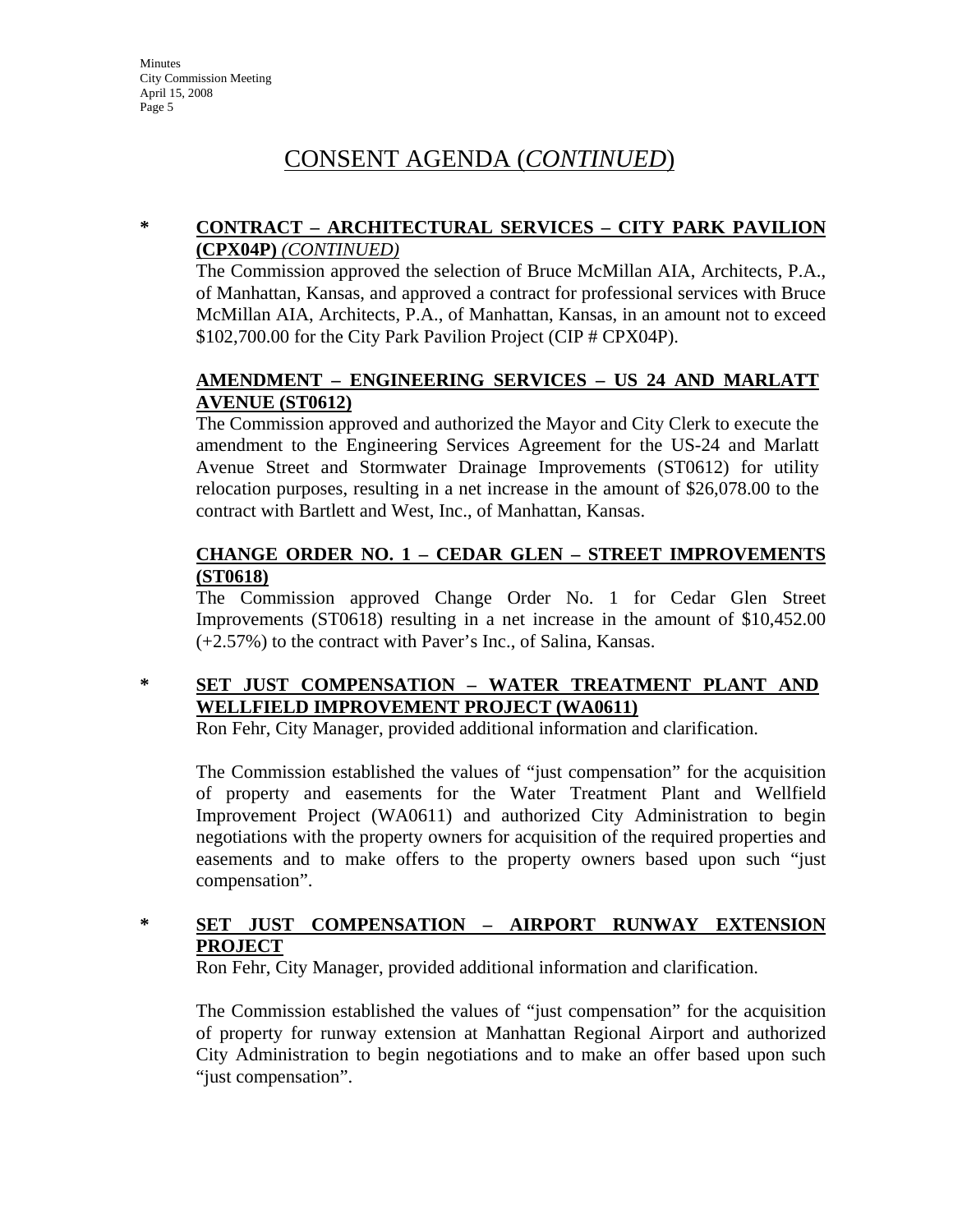# CONSENT AGENDA (*CONTINUED*)

**\*** **CONTRACT – ARCHITECTURAL SERVICES – CITY PARK PAVILION (CPX04P)** *(CONTINUED)*

The Commission approved the selection of Bruce McMillan AIA, Architects, P.A., of Manhattan, Kansas, and approved a contract for professional services with Bruce McMillan AIA, Architects, P.A., of Manhattan, Kansas, in an amount not to exceed $102,700.00 for the City Park Pavilion Project (CIP # CPX04P).

**AMENDMENT – ENGINEERING SERVICES – US 24 AND MARLATT AVENUE (ST0612)**

The Commission approved and authorized the Mayor and City Clerk to execute the amendment to the Engineering Services Agreement for the US-24 and Marlatt Avenue Street and Stormwater Drainage Improvements (ST0612) for utility relocation purposes, resulting in a net increase in the amount of $26,078.00 to the contract with Bartlett and West, Inc., of Manhattan, Kansas.

**CHANGE ORDER NO. 1 – CEDAR GLEN – STREET IMPROVEMENTS (ST0618)**

The Commission approved Change Order No. 1 for Cedar Glen Street Improvements (ST0618) resulting in a net increase in the amount of $10,452.00 (+2.57%) to the contract with Paver's Inc., of Salina, Kansas.

**\*** **SET JUST COMPENSATION – WATER TREATMENT PLANT AND WELLFIELD IMPROVEMENT PROJECT (WA0611)**

Ron Fehr, City Manager, provided additional information and clarification.

The Commission established the values of "just compensation" for the acquisition of property and easements for the Water Treatment Plant and Wellfield Improvement Project (WA0611) and authorized City Administration to begin negotiations with the property owners for acquisition of the required properties and easements and to make offers to the property owners based upon such "just compensation".

**\*** **SET JUST COMPENSATION – AIRPORT RUNWAY EXTENSION PROJECT**

Ron Fehr, City Manager, provided additional information and clarification.

The Commission established the values of "just compensation" for the acquisition of property for runway extension at Manhattan Regional Airport and authorized City Administration to begin negotiations and to make an offer based upon such "just compensation".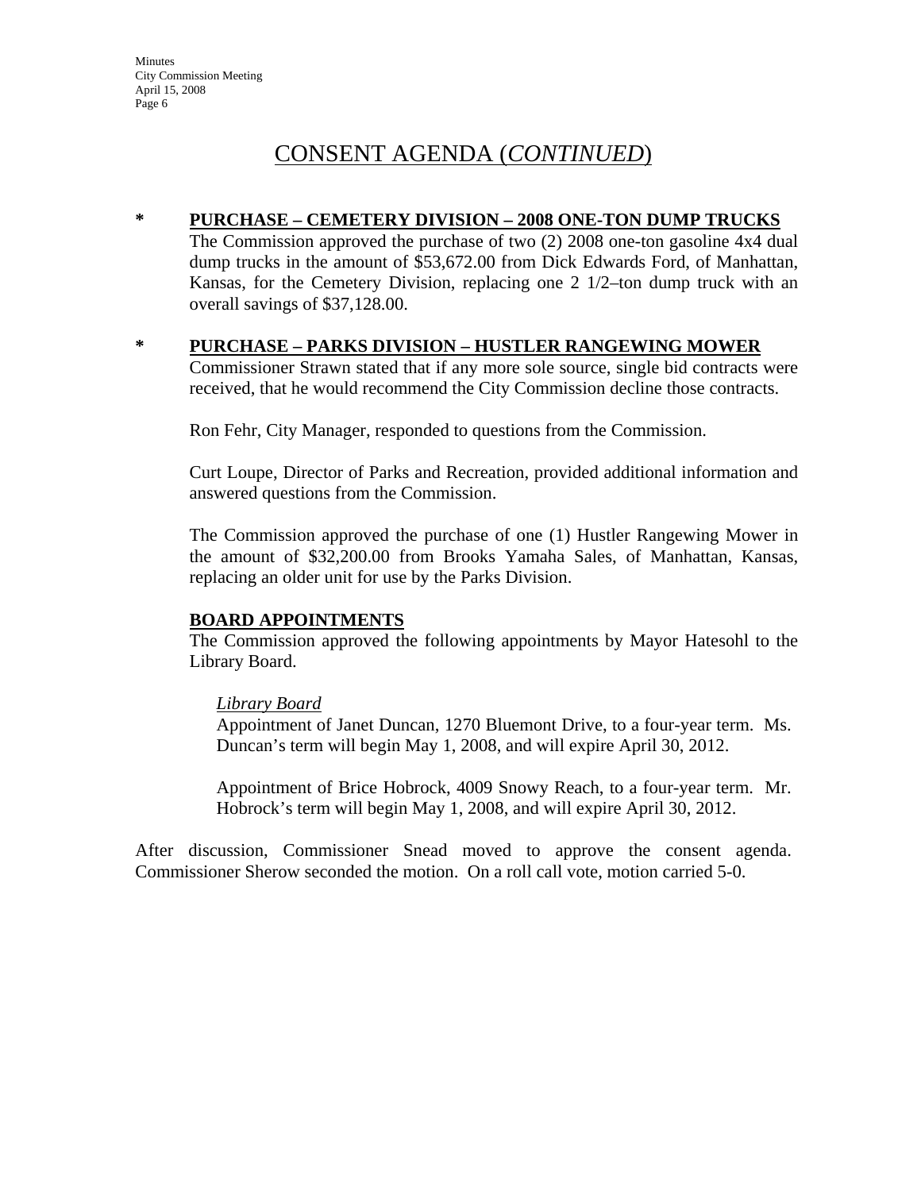# CONSENT AGENDA (*CONTINUED*)

**\* PURCHASE – CEMETERY DIVISION – 2008 ONE-TON DUMP TRUCKS**

The Commission approved the purchase of two (2) 2008 one-ton gasoline 4x4 dual dump trucks in the amount of $53,672.00 from Dick Edwards Ford, of Manhattan, Kansas, for the Cemetery Division, replacing one 2 1/2–ton dump truck with an overall savings of $37,128.00.

**\* PURCHASE – PARKS DIVISION – HUSTLER RANGEWING MOWER**

Commissioner Strawn stated that if any more sole source, single bid contracts were received, that he would recommend the City Commission decline those contracts.

Ron Fehr, City Manager, responded to questions from the Commission.

Curt Loupe, Director of Parks and Recreation, provided additional information and answered questions from the Commission.

The Commission approved the purchase of one (1) Hustler Rangewing Mower in the amount of $32,200.00 from Brooks Yamaha Sales, of Manhattan, Kansas, replacing an older unit for use by the Parks Division.

**BOARD APPOINTMENTS**

The Commission approved the following appointments by Mayor Hatesohl to the Library Board.

*Library Board*

Appointment of Janet Duncan, 1270 Bluemont Drive, to a four-year term. Ms. Duncan's term will begin May 1, 2008, and will expire April 30, 2012.

Appointment of Brice Hobrock, 4009 Snowy Reach, to a four-year term. Mr. Hobrock's term will begin May 1, 2008, and will expire April 30, 2012.

After discussion, Commissioner Snead moved to approve the consent agenda. Commissioner Sherow seconded the motion. On a roll call vote, motion carried 5-0.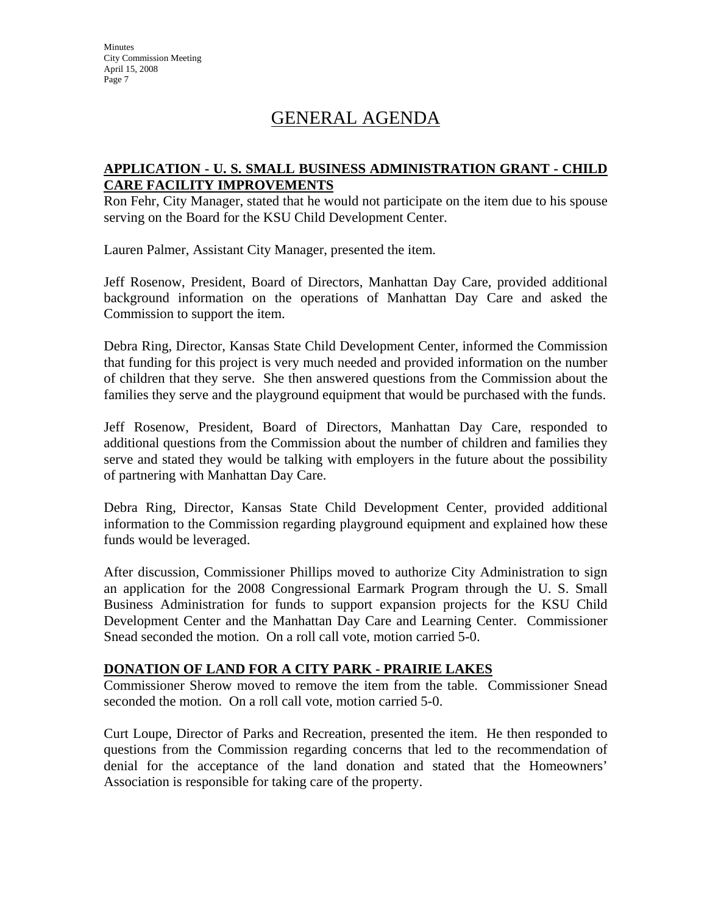# GENERAL AGENDA

## APPLICATION - U. S. SMALL BUSINESS ADMINISTRATION GRANT - CHILD CARE FACILITY IMPROVEMENTS

Ron Fehr, City Manager, stated that he would not participate on the item due to his spouse serving on the Board for the KSU Child Development Center.

Lauren Palmer, Assistant City Manager, presented the item.

Jeff Rosenow, President, Board of Directors, Manhattan Day Care, provided additional background information on the operations of Manhattan Day Care and asked the Commission to support the item.

Debra Ring, Director, Kansas State Child Development Center, informed the Commission that funding for this project is very much needed and provided information on the number of children that they serve. She then answered questions from the Commission about the families they serve and the playground equipment that would be purchased with the funds.

Jeff Rosenow, President, Board of Directors, Manhattan Day Care, responded to additional questions from the Commission about the number of children and families they serve and stated they would be talking with employers in the future about the possibility of partnering with Manhattan Day Care.

Debra Ring, Director, Kansas State Child Development Center, provided additional information to the Commission regarding playground equipment and explained how these funds would be leveraged.

After discussion, Commissioner Phillips moved to authorize City Administration to sign an application for the 2008 Congressional Earmark Program through the U. S. Small Business Administration for funds to support expansion projects for the KSU Child Development Center and the Manhattan Day Care and Learning Center. Commissioner Snead seconded the motion. On a roll call vote, motion carried 5-0.

## DONATION OF LAND FOR A CITY PARK - PRAIRIE LAKES

Commissioner Sherow moved to remove the item from the table. Commissioner Snead seconded the motion. On a roll call vote, motion carried 5-0.

Curt Loupe, Director of Parks and Recreation, presented the item. He then responded to questions from the Commission regarding concerns that led to the recommendation of denial for the acceptance of the land donation and stated that the Homeowners' Association is responsible for taking care of the property.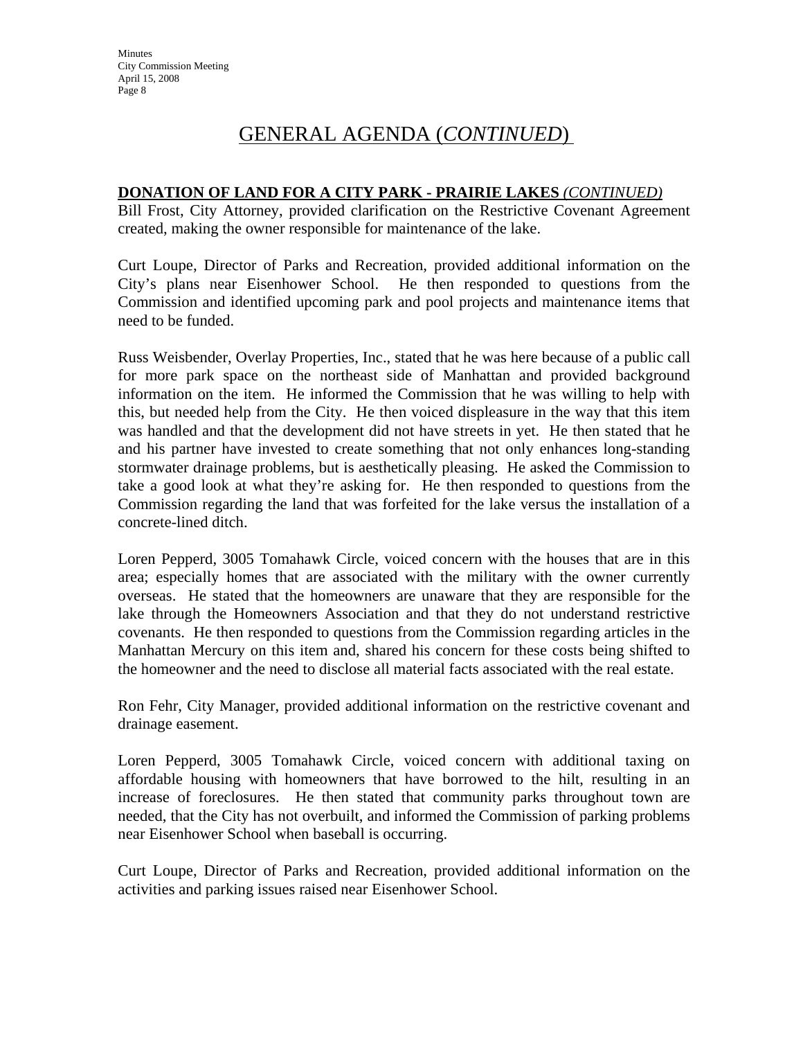# GENERAL AGENDA (*CONTINUED*)

**DONATION OF LAND FOR A CITY PARK - PRAIRIE LAKES** ***(CONTINUED)***

Bill Frost, City Attorney, provided clarification on the Restrictive Covenant Agreement created, making the owner responsible for maintenance of the lake.

Curt Loupe, Director of Parks and Recreation, provided additional information on the City's plans near Eisenhower School. He then responded to questions from the Commission and identified upcoming park and pool projects and maintenance items that need to be funded.

Russ Weisbender, Overlay Properties, Inc., stated that he was here because of a public call for more park space on the northeast side of Manhattan and provided background information on the item. He informed the Commission that he was willing to help with this, but needed help from the City. He then voiced displeasure in the way that this item was handled and that the development did not have streets in yet. He then stated that he and his partner have invested to create something that not only enhances long-standing stormwater drainage problems, but is aesthetically pleasing. He asked the Commission to take a good look at what they're asking for. He then responded to questions from the Commission regarding the land that was forfeited for the lake versus the installation of a concrete-lined ditch.

Loren Pepperd, 3005 Tomahawk Circle, voiced concern with the houses that are in this area; especially homes that are associated with the military with the owner currently overseas. He stated that the homeowners are unaware that they are responsible for the lake through the Homeowners Association and that they do not understand restrictive covenants. He then responded to questions from the Commission regarding articles in the Manhattan Mercury on this item and, shared his concern for these costs being shifted to the homeowner and the need to disclose all material facts associated with the real estate.

Ron Fehr, City Manager, provided additional information on the restrictive covenant and drainage easement.

Loren Pepperd, 3005 Tomahawk Circle, voiced concern with additional taxing on affordable housing with homeowners that have borrowed to the hilt, resulting in an increase of foreclosures. He then stated that community parks throughout town are needed, that the City has not overbuilt, and informed the Commission of parking problems near Eisenhower School when baseball is occurring.

Curt Loupe, Director of Parks and Recreation, provided additional information on the activities and parking issues raised near Eisenhower School.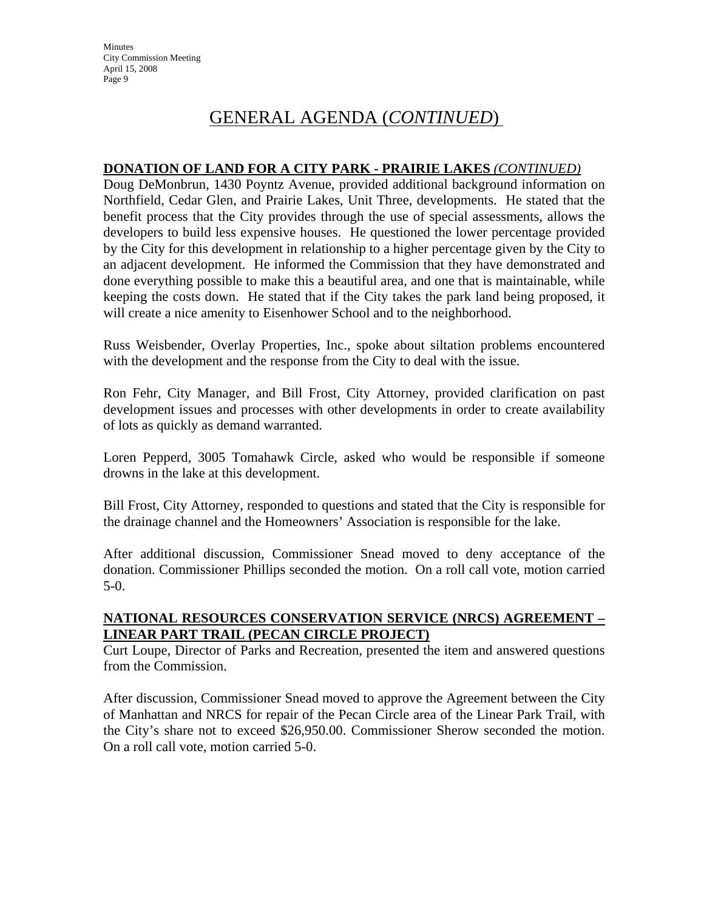# GENERAL AGENDA (*CONTINUED*)

**DONATION OF LAND FOR A CITY PARK - PRAIRIE LAKES** ***(CONTINUED)***

Doug DeMonbrun, 1430 Poyntz Avenue, provided additional background information on Northfield, Cedar Glen, and Prairie Lakes, Unit Three, developments. He stated that the benefit process that the City provides through the use of special assessments, allows the developers to build less expensive houses. He questioned the lower percentage provided by the City for this development in relationship to a higher percentage given by the City to an adjacent development. He informed the Commission that they have demonstrated and done everything possible to make this a beautiful area, and one that is maintainable, while keeping the costs down. He stated that if the City takes the park land being proposed, it will create a nice amenity to Eisenhower School and to the neighborhood.

Russ Weisbender, Overlay Properties, Inc., spoke about siltation problems encountered with the development and the response from the City to deal with the issue.

Ron Fehr, City Manager, and Bill Frost, City Attorney, provided clarification on past development issues and processes with other developments in order to create availability of lots as quickly as demand warranted.

Loren Pepperd, 3005 Tomahawk Circle, asked who would be responsible if someone drowns in the lake at this development.

Bill Frost, City Attorney, responded to questions and stated that the City is responsible for the drainage channel and the Homeowners' Association is responsible for the lake.

After additional discussion, Commissioner Snead moved to deny acceptance of the donation. Commissioner Phillips seconded the motion. On a roll call vote, motion carried 5-0.

**NATIONAL RESOURCES CONSERVATION SERVICE (NRCS) AGREEMENT – LINEAR PART TRAIL (PECAN CIRCLE PROJECT)**

Curt Loupe, Director of Parks and Recreation, presented the item and answered questions from the Commission.

After discussion, Commissioner Snead moved to approve the Agreement between the City of Manhattan and NRCS for repair of the Pecan Circle area of the Linear Park Trail, with the City's share not to exceed $26,950.00. Commissioner Sherow seconded the motion. On a roll call vote, motion carried 5-0.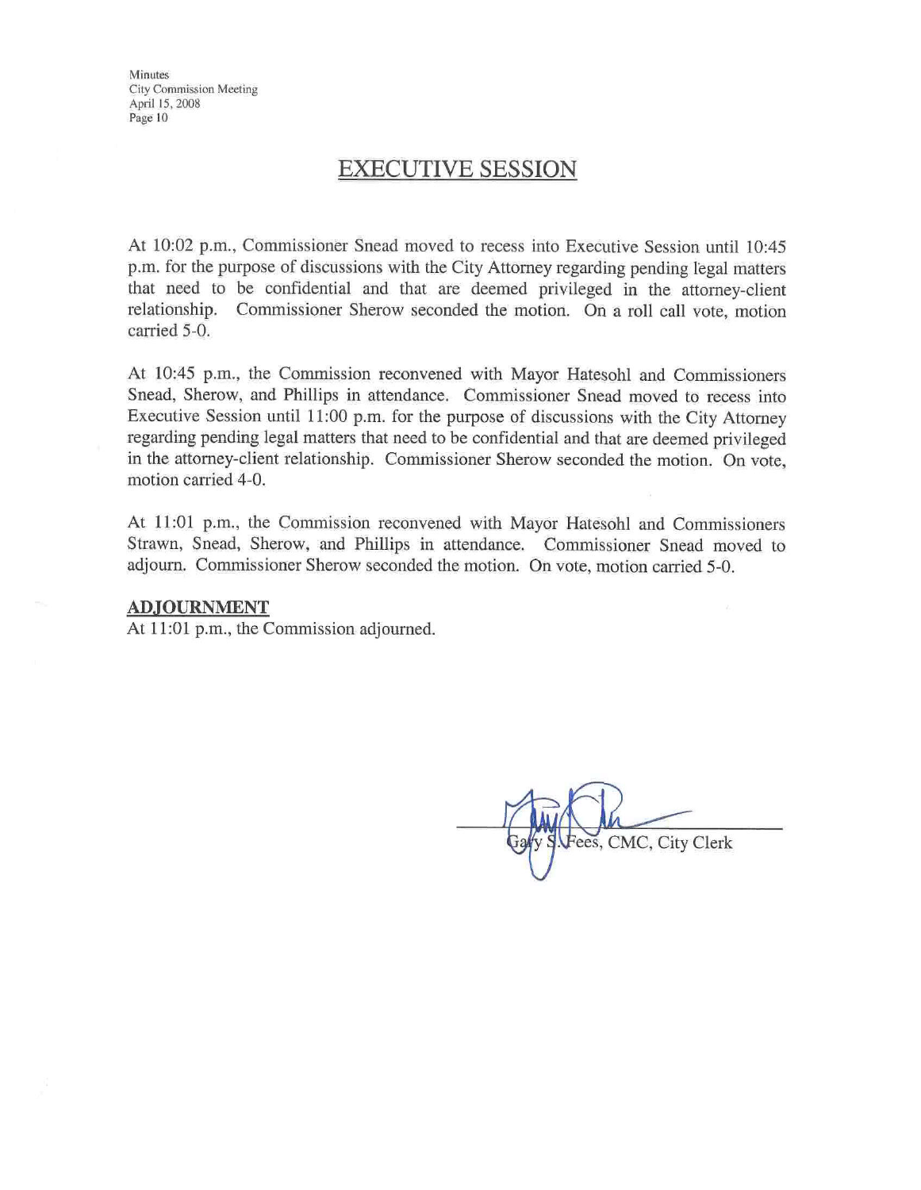## EXECUTIVE SESSION

At 10:02 p.m., Commissioner Snead moved to recess into Executive Session until 10:45 p.m. for the purpose of discussions with the City Attorney regarding pending legal matters that need to be confidential and that are deemed privileged in the attorney-client relationship. Commissioner Sherow seconded the motion. On a roll call vote, motion carried 5-0.

At 10:45 p.m., the Commission reconvened with Mayor Hatesohl and Commissioners Snead, Sherow, and Phillips in attendance. Commissioner Snead moved to recess into Executive Session until 11:00 p.m. for the purpose of discussions with the City Attorney regarding pending legal matters that need to be confidential and that are deemed privileged in the attorney-client relationship. Commissioner Sherow seconded the motion. On vote, motion carried 4-0.

At 11:01 p.m., the Commission reconvened with Mayor Hatesohl and Commissioners Strawn, Snead, Sherow, and Phillips in attendance. Commissioner Snead moved to adjourn. Commissioner Sherow seconded the motion. On vote, motion carried 5-0.

**ADJOURNMENT**

At 11:01 p.m., the Commission adjourned.

Gary S. Fees, CMC, City Clerk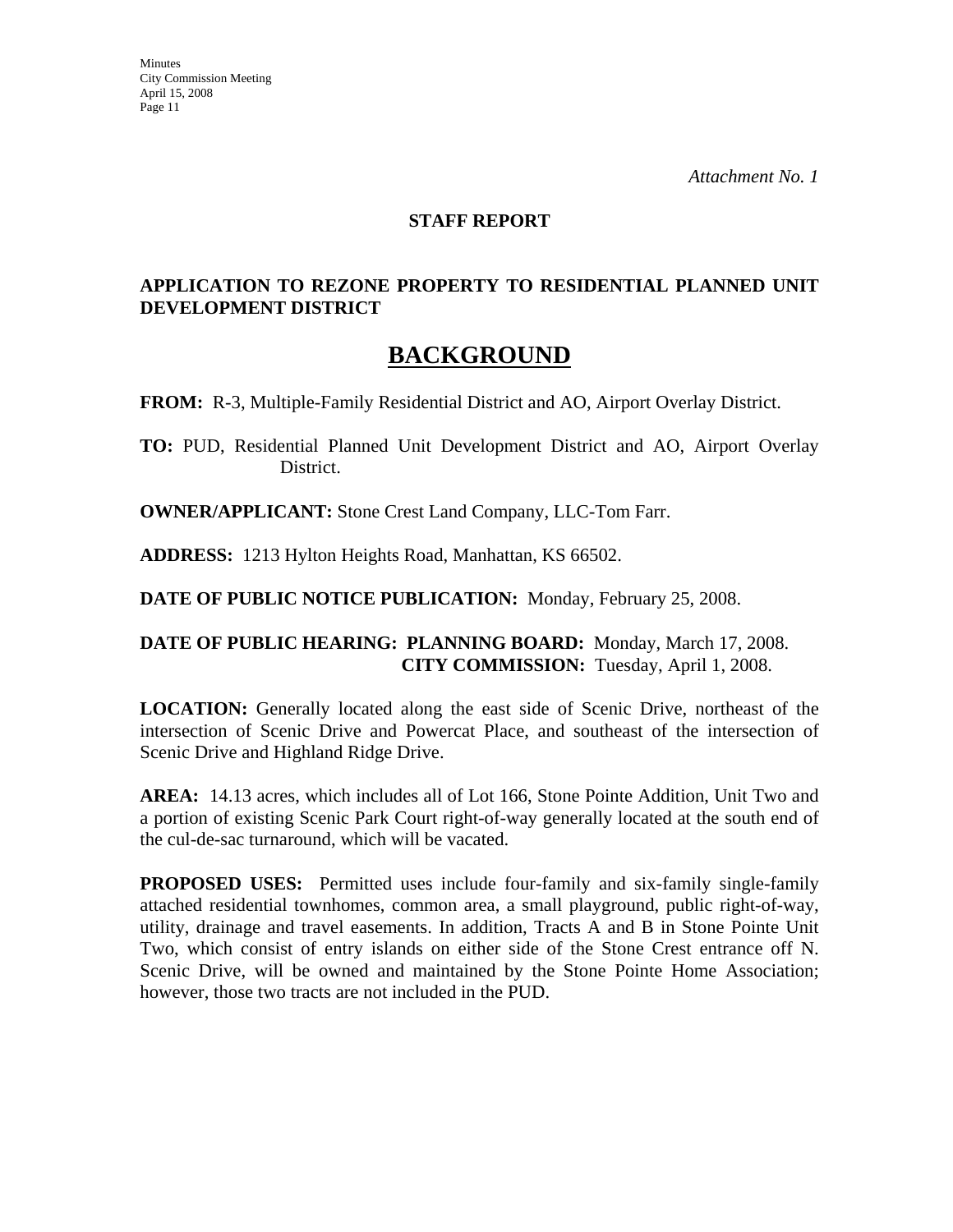*Attachment No. 1*

**STAFF REPORT**

**APPLICATION TO REZONE PROPERTY TO RESIDENTIAL PLANNED UNIT DEVELOPMENT DISTRICT**

# BACKGROUND

**FROM:** R-3, Multiple-Family Residential District and AO, Airport Overlay District.

**TO:** PUD, Residential Planned Unit Development District and AO, Airport Overlay District.

**OWNER/APPLICANT:** Stone Crest Land Company, LLC-Tom Farr.

**ADDRESS:** 1213 Hylton Heights Road, Manhattan, KS 66502.

**DATE OF PUBLIC NOTICE PUBLICATION:** Monday, February 25, 2008.

**DATE OF PUBLIC HEARING: PLANNING BOARD:** Monday, March 17, 2008.
**CITY COMMISSION:** Tuesday, April 1, 2008.

**LOCATION:** Generally located along the east side of Scenic Drive, northeast of the intersection of Scenic Drive and Powercat Place, and southeast of the intersection of Scenic Drive and Highland Ridge Drive.

**AREA:** 14.13 acres, which includes all of Lot 166, Stone Pointe Addition, Unit Two and a portion of existing Scenic Park Court right-of-way generally located at the south end of the cul-de-sac turnaround, which will be vacated.

**PROPOSED USES:** Permitted uses include four-family and six-family single-family attached residential townhomes, common area, a small playground, public right-of-way, utility, drainage and travel easements. In addition, Tracts A and B in Stone Pointe Unit Two, which consist of entry islands on either side of the Stone Crest entrance off N. Scenic Drive, will be owned and maintained by the Stone Pointe Home Association; however, those two tracts are not included in the PUD.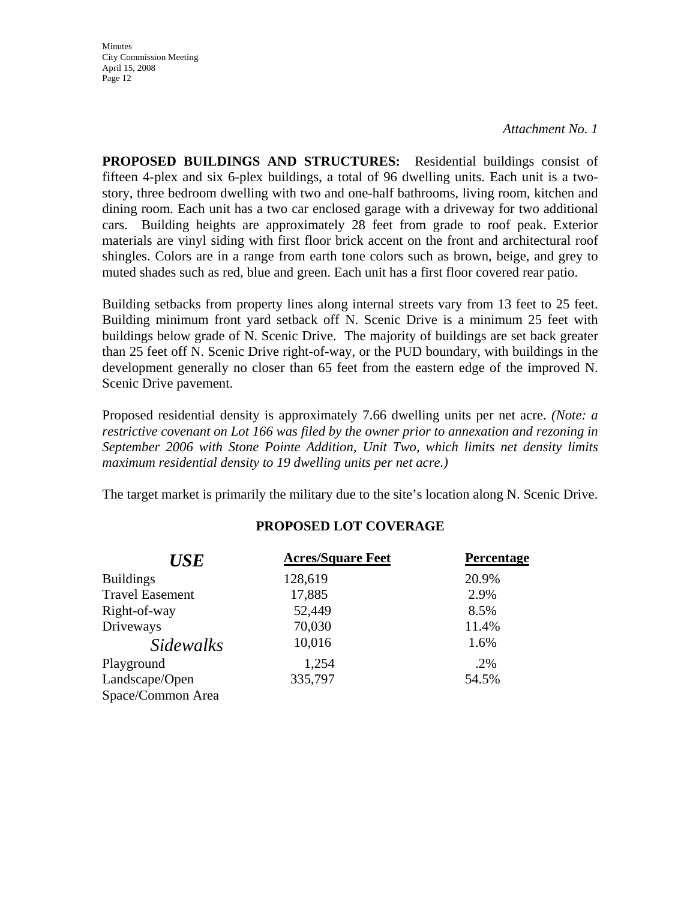*Attachment No. 1*

**PROPOSED BUILDINGS AND STRUCTURES:** Residential buildings consist of fifteen 4-plex and six 6-plex buildings, a total of 96 dwelling units. Each unit is a two-story, three bedroom dwelling with two and one-half bathrooms, living room, kitchen and dining room. Each unit has a two car enclosed garage with a driveway for two additional cars. Building heights are approximately 28 feet from grade to roof peak. Exterior materials are vinyl siding with first floor brick accent on the front and architectural roof shingles. Colors are in a range from earth tone colors such as brown, beige, and grey to muted shades such as red, blue and green. Each unit has a first floor covered rear patio.

Building setbacks from property lines along internal streets vary from 13 feet to 25 feet. Building minimum front yard setback off N. Scenic Drive is a minimum 25 feet with buildings below grade of N. Scenic Drive. The majority of buildings are set back greater than 25 feet off N. Scenic Drive right-of-way, or the PUD boundary, with buildings in the development generally no closer than 65 feet from the eastern edge of the improved N. Scenic Drive pavement.

Proposed residential density is approximately 7.66 dwelling units per net acre. *(Note: a restrictive covenant on Lot 166 was filed by the owner prior to annexation and rezoning in September 2006 with Stone Pointe Addition, Unit Two, which limits net density limits maximum residential density to 19 dwelling units per net acre.)*

The target market is primarily the military due to the site's location along N. Scenic Drive.

**PROPOSED LOT COVERAGE**

| *USE* | Acres/Square Feet | Percentage |
|---|---|---|
| Buildings | 128,619 | 20.9% |
| Travel Easement | 17,885 | 2.9% |
| Right-of-way | 52,449 | 8.5% |
| Driveways | 70,030 | 11.4% |
| *Sidewalks* | 10,016 | 1.6% |
| Playground | 1,254 | .2% |
| Landscape/Open Space/Common Area | 335,797 | 54.5% |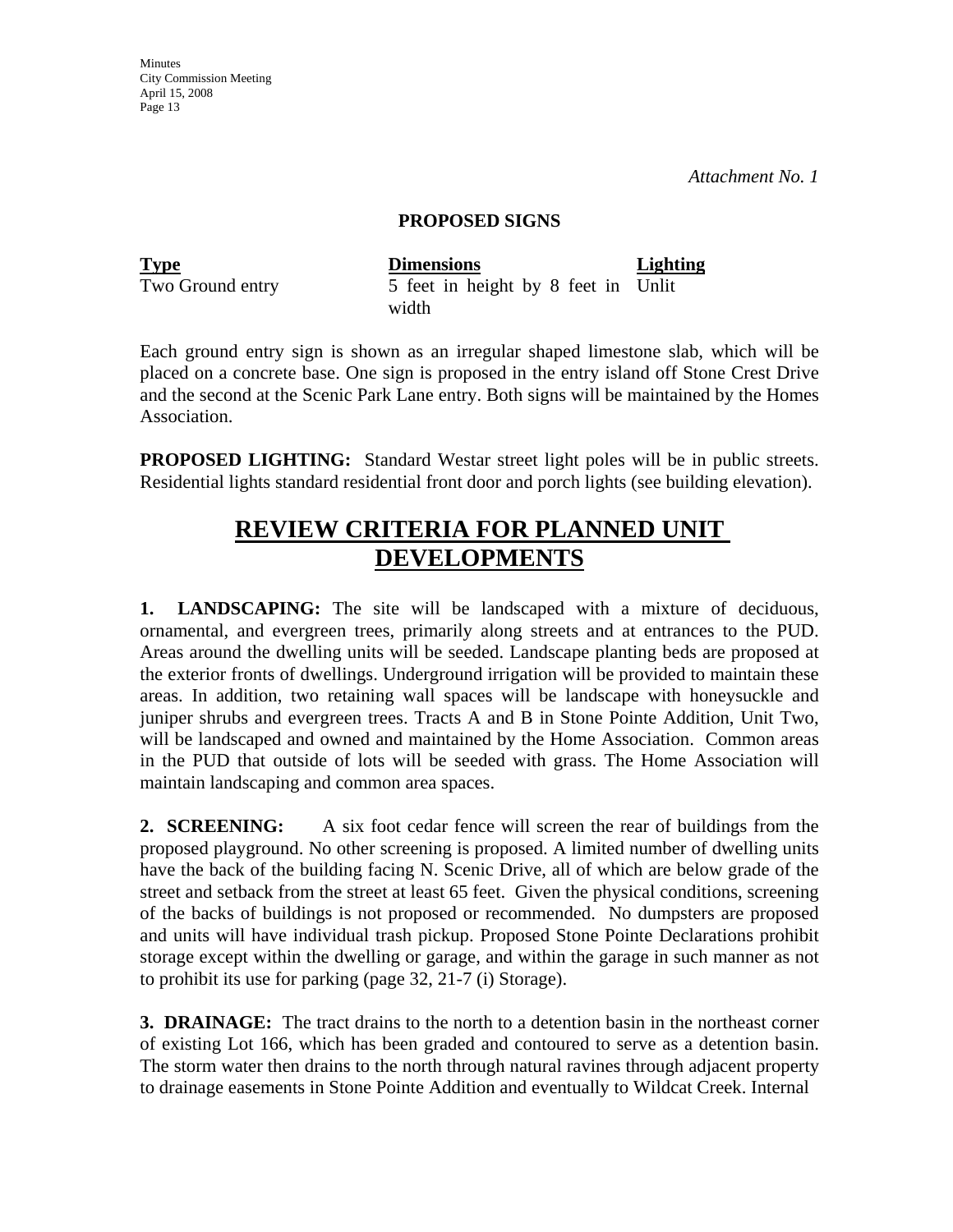*Attachment No. 1*

**PROPOSED SIGNS**

| Type | Dimensions | Lighting |
|---|---|---|
| Two Ground entry | 5 feet in height by 8 feet in width | Unlit |

Each ground entry sign is shown as an irregular shaped limestone slab, which will be placed on a concrete base. One sign is proposed in the entry island off Stone Crest Drive and the second at the Scenic Park Lane entry. Both signs will be maintained by the Homes Association.

**PROPOSED LIGHTING:** Standard Westar street light poles will be in public streets. Residential lights standard residential front door and porch lights (see building elevation).

# REVIEW CRITERIA FOR PLANNED UNIT DEVELOPMENTS

**1. LANDSCAPING:** The site will be landscaped with a mixture of deciduous, ornamental, and evergreen trees, primarily along streets and at entrances to the PUD. Areas around the dwelling units will be seeded. Landscape planting beds are proposed at the exterior fronts of dwellings. Underground irrigation will be provided to maintain these areas. In addition, two retaining wall spaces will be landscape with honeysuckle and juniper shrubs and evergreen trees. Tracts A and B in Stone Pointe Addition, Unit Two, will be landscaped and owned and maintained by the Home Association. Common areas in the PUD that outside of lots will be seeded with grass. The Home Association will maintain landscaping and common area spaces.

**2. SCREENING:** A six foot cedar fence will screen the rear of buildings from the proposed playground. No other screening is proposed. A limited number of dwelling units have the back of the building facing N. Scenic Drive, all of which are below grade of the street and setback from the street at least 65 feet. Given the physical conditions, screening of the backs of buildings is not proposed or recommended. No dumpsters are proposed and units will have individual trash pickup. Proposed Stone Pointe Declarations prohibit storage except within the dwelling or garage, and within the garage in such manner as not to prohibit its use for parking (page 32, 21-7 (i) Storage).

**3. DRAINAGE:** The tract drains to the north to a detention basin in the northeast corner of existing Lot 166, which has been graded and contoured to serve as a detention basin. The storm water then drains to the north through natural ravines through adjacent property to drainage easements in Stone Pointe Addition and eventually to Wildcat Creek. Internal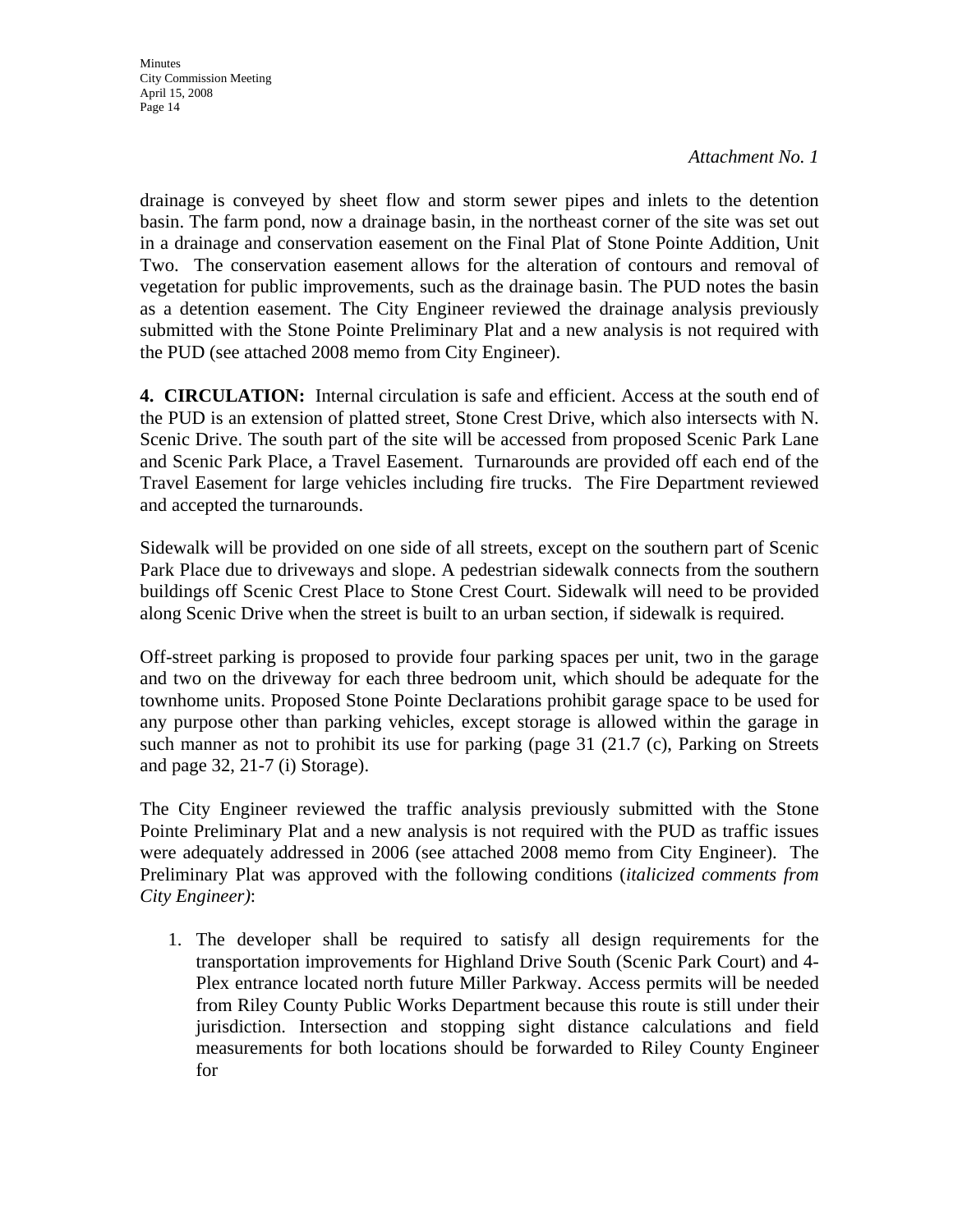*Attachment No. 1*

drainage is conveyed by sheet flow and storm sewer pipes and inlets to the detention basin. The farm pond, now a drainage basin, in the northeast corner of the site was set out in a drainage and conservation easement on the Final Plat of Stone Pointe Addition, Unit Two. The conservation easement allows for the alteration of contours and removal of vegetation for public improvements, such as the drainage basin. The PUD notes the basin as a detention easement. The City Engineer reviewed the drainage analysis previously submitted with the Stone Pointe Preliminary Plat and a new analysis is not required with the PUD (see attached 2008 memo from City Engineer).

**4. CIRCULATION:** Internal circulation is safe and efficient. Access at the south end of the PUD is an extension of platted street, Stone Crest Drive, which also intersects with N. Scenic Drive. The south part of the site will be accessed from proposed Scenic Park Lane and Scenic Park Place, a Travel Easement. Turnarounds are provided off each end of the Travel Easement for large vehicles including fire trucks. The Fire Department reviewed and accepted the turnarounds.

Sidewalk will be provided on one side of all streets, except on the southern part of Scenic Park Place due to driveways and slope. A pedestrian sidewalk connects from the southern buildings off Scenic Crest Place to Stone Crest Court. Sidewalk will need to be provided along Scenic Drive when the street is built to an urban section, if sidewalk is required.

Off-street parking is proposed to provide four parking spaces per unit, two in the garage and two on the driveway for each three bedroom unit, which should be adequate for the townhome units. Proposed Stone Pointe Declarations prohibit garage space to be used for any purpose other than parking vehicles, except storage is allowed within the garage in such manner as not to prohibit its use for parking (page 31 (21.7 (c), Parking on Streets and page 32, 21-7 (i) Storage).

The City Engineer reviewed the traffic analysis previously submitted with the Stone Pointe Preliminary Plat and a new analysis is not required with the PUD as traffic issues were adequately addressed in 2006 (see attached 2008 memo from City Engineer). The Preliminary Plat was approved with the following conditions (*italicized comments from City Engineer)*:

1. The developer shall be required to satisfy all design requirements for the transportation improvements for Highland Drive South (Scenic Park Court) and 4-Plex entrance located north future Miller Parkway. Access permits will be needed from Riley County Public Works Department because this route is still under their jurisdiction. Intersection and stopping sight distance calculations and field measurements for both locations should be forwarded to Riley County Engineer for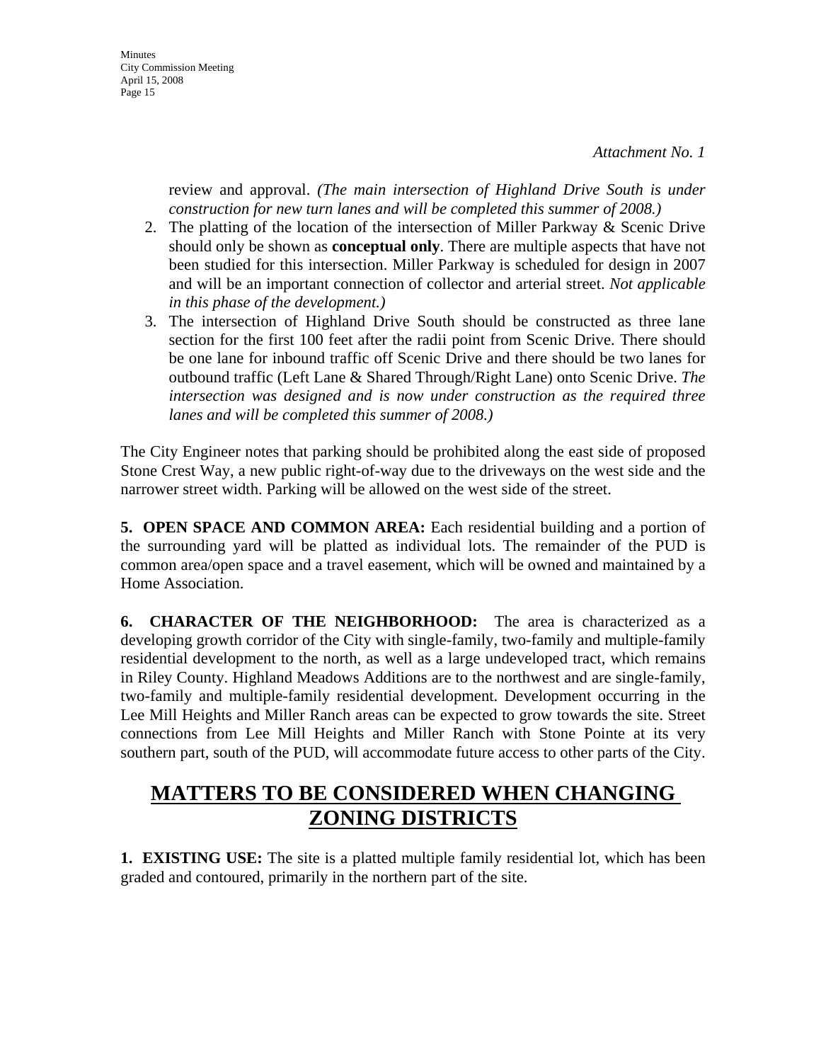*Attachment No. 1*

review and approval. *(The main intersection of Highland Drive South is under construction for new turn lanes and will be completed this summer of 2008.)*

2. The platting of the location of the intersection of Miller Parkway & Scenic Drive should only be shown as **conceptual only**. There are multiple aspects that have not been studied for this intersection. Miller Parkway is scheduled for design in 2007 and will be an important connection of collector and arterial street. *Not applicable in this phase of the development.)*
3. The intersection of Highland Drive South should be constructed as three lane section for the first 100 feet after the radii point from Scenic Drive. There should be one lane for inbound traffic off Scenic Drive and there should be two lanes for outbound traffic (Left Lane & Shared Through/Right Lane) onto Scenic Drive. *The intersection was designed and is now under construction as the required three lanes and will be completed this summer of 2008.)*

The City Engineer notes that parking should be prohibited along the east side of proposed Stone Crest Way, a new public right-of-way due to the driveways on the west side and the narrower street width. Parking will be allowed on the west side of the street.

**5. OPEN SPACE AND COMMON AREA:** Each residential building and a portion of the surrounding yard will be platted as individual lots. The remainder of the PUD is common area/open space and a travel easement, which will be owned and maintained by a Home Association.

**6. CHARACTER OF THE NEIGHBORHOOD:** The area is characterized as a developing growth corridor of the City with single-family, two-family and multiple-family residential development to the north, as well as a large undeveloped tract, which remains in Riley County. Highland Meadows Additions are to the northwest and are single-family, two-family and multiple-family residential development. Development occurring in the Lee Mill Heights and Miller Ranch areas can be expected to grow towards the site. Street connections from Lee Mill Heights and Miller Ranch with Stone Pointe at its very southern part, south of the PUD, will accommodate future access to other parts of the City.

## MATTERS TO BE CONSIDERED WHEN CHANGING ZONING DISTRICTS

**1. EXISTING USE:** The site is a platted multiple family residential lot, which has been graded and contoured, primarily in the northern part of the site.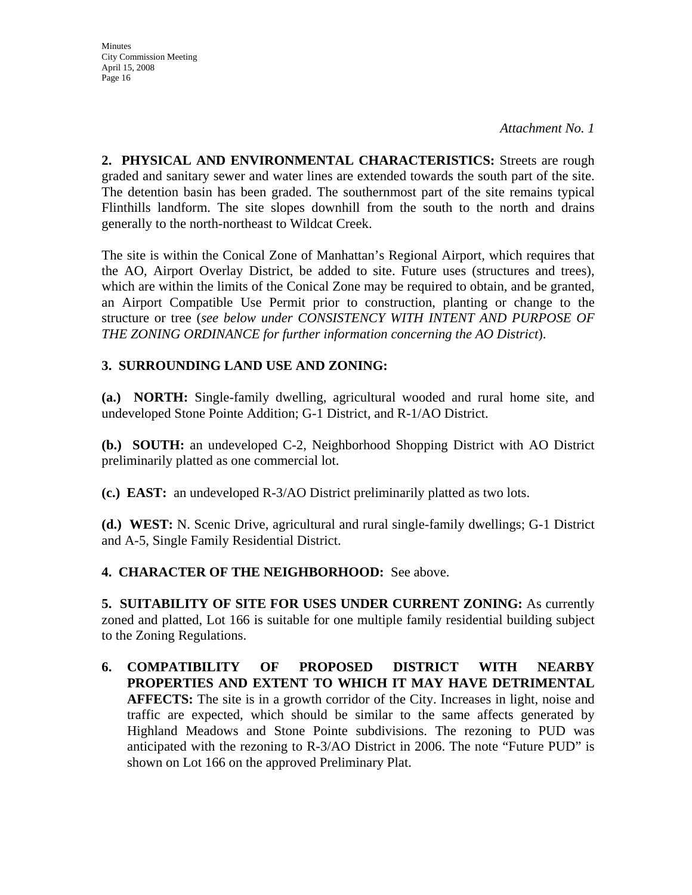*Attachment No. 1*

**2. PHYSICAL AND ENVIRONMENTAL CHARACTERISTICS:** Streets are rough graded and sanitary sewer and water lines are extended towards the south part of the site. The detention basin has been graded. The southernmost part of the site remains typical Flinthills landform. The site slopes downhill from the south to the north and drains generally to the north-northeast to Wildcat Creek.

The site is within the Conical Zone of Manhattan's Regional Airport, which requires that the AO, Airport Overlay District, be added to site. Future uses (structures and trees), which are within the limits of the Conical Zone may be required to obtain, and be granted, an Airport Compatible Use Permit prior to construction, planting or change to the structure or tree (*see below under CONSISTENCY WITH INTENT AND PURPOSE OF THE ZONING ORDINANCE for further information concerning the AO District*).

**3. SURROUNDING LAND USE AND ZONING:**

**(a.) NORTH:** Single-family dwelling, agricultural wooded and rural home site, and undeveloped Stone Pointe Addition; G-1 District, and R-1/AO District.

**(b.) SOUTH:** an undeveloped C-2, Neighborhood Shopping District with AO District preliminarily platted as one commercial lot.

**(c.) EAST:** an undeveloped R-3/AO District preliminarily platted as two lots.

**(d.) WEST:** N. Scenic Drive, agricultural and rural single-family dwellings; G-1 District and A-5, Single Family Residential District.

**4. CHARACTER OF THE NEIGHBORHOOD:** See above.

**5. SUITABILITY OF SITE FOR USES UNDER CURRENT ZONING:** As currently zoned and platted, Lot 166 is suitable for one multiple family residential building subject to the Zoning Regulations.

**6. COMPATIBILITY OF PROPOSED DISTRICT WITH NEARBY PROPERTIES AND EXTENT TO WHICH IT MAY HAVE DETRIMENTAL AFFECTS:** The site is in a growth corridor of the City. Increases in light, noise and traffic are expected, which should be similar to the same affects generated by Highland Meadows and Stone Pointe subdivisions. The rezoning to PUD was anticipated with the rezoning to R-3/AO District in 2006. The note "Future PUD" is shown on Lot 166 on the approved Preliminary Plat.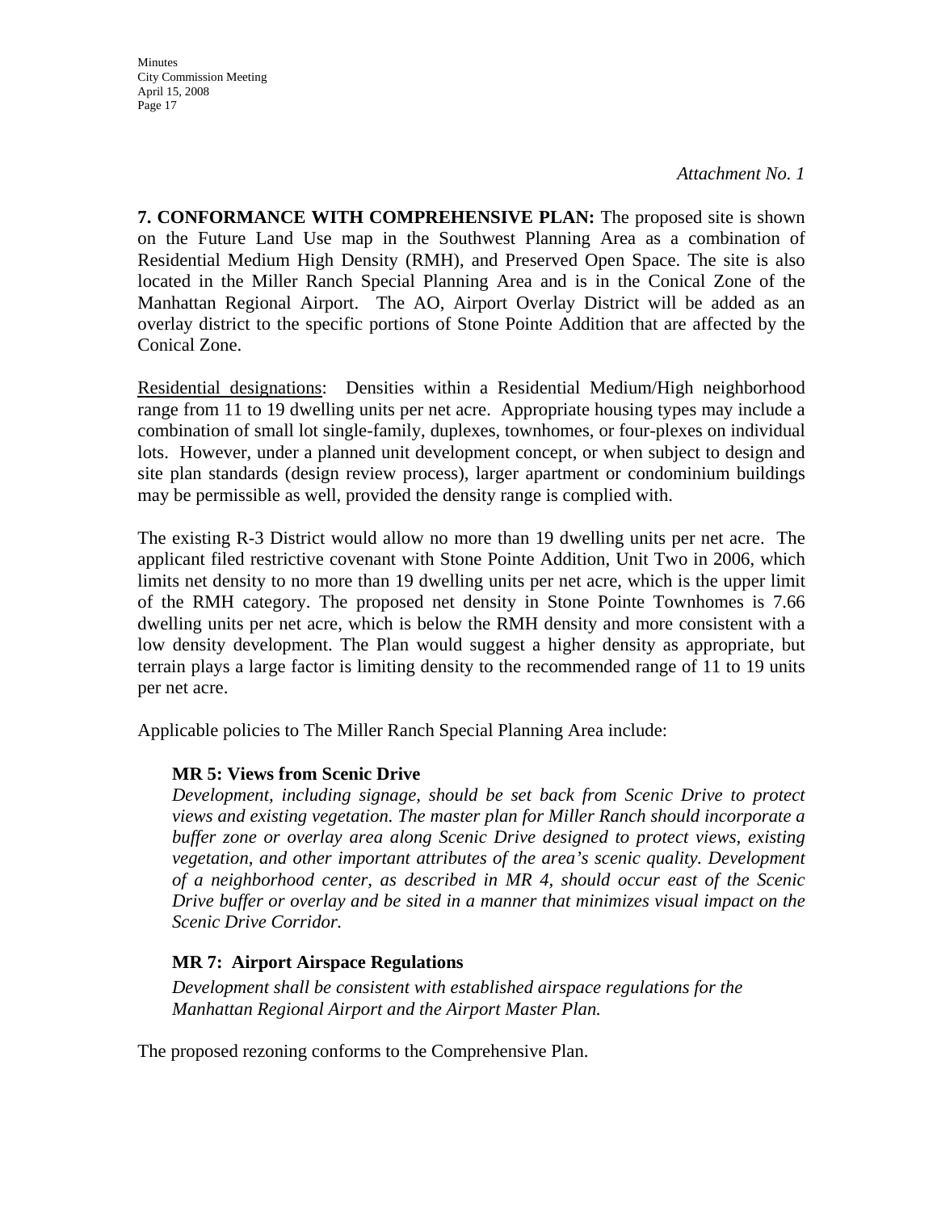*Attachment No. 1*

**7. CONFORMANCE WITH COMPREHENSIVE PLAN:** The proposed site is shown on the Future Land Use map in the Southwest Planning Area as a combination of Residential Medium High Density (RMH), and Preserved Open Space. The site is also located in the Miller Ranch Special Planning Area and is in the Conical Zone of the Manhattan Regional Airport. The AO, Airport Overlay District will be added as an overlay district to the specific portions of Stone Pointe Addition that are affected by the Conical Zone.

Residential designations: Densities within a Residential Medium/High neighborhood range from 11 to 19 dwelling units per net acre. Appropriate housing types may include a combination of small lot single-family, duplexes, townhomes, or four-plexes on individual lots. However, under a planned unit development concept, or when subject to design and site plan standards (design review process), larger apartment or condominium buildings may be permissible as well, provided the density range is complied with.

The existing R-3 District would allow no more than 19 dwelling units per net acre. The applicant filed restrictive covenant with Stone Pointe Addition, Unit Two in 2006, which limits net density to no more than 19 dwelling units per net acre, which is the upper limit of the RMH category. The proposed net density in Stone Pointe Townhomes is 7.66 dwelling units per net acre, which is below the RMH density and more consistent with a low density development. The Plan would suggest a higher density as appropriate, but terrain plays a large factor is limiting density to the recommended range of 11 to 19 units per net acre.

Applicable policies to The Miller Ranch Special Planning Area include:

**MR 5: Views from Scenic Drive**

*Development, including signage, should be set back from Scenic Drive to protect views and existing vegetation. The master plan for Miller Ranch should incorporate a buffer zone or overlay area along Scenic Drive designed to protect views, existing vegetation, and other important attributes of the area's scenic quality. Development of a neighborhood center, as described in MR 4, should occur east of the Scenic Drive buffer or overlay and be sited in a manner that minimizes visual impact on the Scenic Drive Corridor.*

**MR 7: Airport Airspace Regulations**

*Development shall be consistent with established airspace regulations for the Manhattan Regional Airport and the Airport Master Plan.*

The proposed rezoning conforms to the Comprehensive Plan.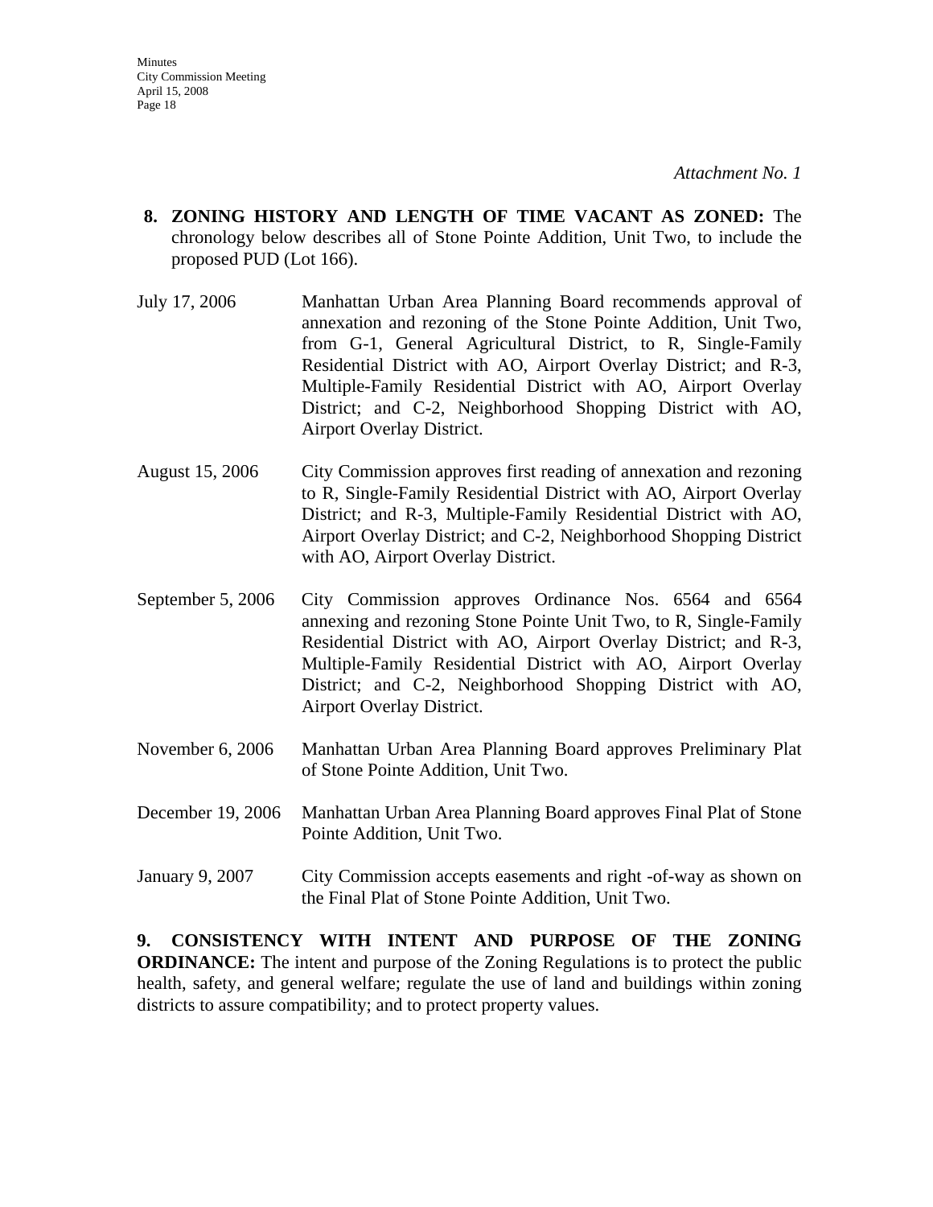*Attachment No. 1*

**8. ZONING HISTORY AND LENGTH OF TIME VACANT AS ZONED:** The chronology below describes all of Stone Pointe Addition, Unit Two, to include the proposed PUD (Lot 166).

July 17, 2006 — Manhattan Urban Area Planning Board recommends approval of annexation and rezoning of the Stone Pointe Addition, Unit Two, from G-1, General Agricultural District, to R, Single-Family Residential District with AO, Airport Overlay District; and R-3, Multiple-Family Residential District with AO, Airport Overlay District; and C-2, Neighborhood Shopping District with AO, Airport Overlay District.

August 15, 2006 — City Commission approves first reading of annexation and rezoning to R, Single-Family Residential District with AO, Airport Overlay District; and R-3, Multiple-Family Residential District with AO, Airport Overlay District; and C-2, Neighborhood Shopping District with AO, Airport Overlay District.

September 5, 2006 — City Commission approves Ordinance Nos. 6564 and 6564 annexing and rezoning Stone Pointe Unit Two, to R, Single-Family Residential District with AO, Airport Overlay District; and R-3, Multiple-Family Residential District with AO, Airport Overlay District; and C-2, Neighborhood Shopping District with AO, Airport Overlay District.

November 6, 2006 — Manhattan Urban Area Planning Board approves Preliminary Plat of Stone Pointe Addition, Unit Two.

December 19, 2006 — Manhattan Urban Area Planning Board approves Final Plat of Stone Pointe Addition, Unit Two.

January 9, 2007 — City Commission accepts easements and right -of-way as shown on the Final Plat of Stone Pointe Addition, Unit Two.

**9. CONSISTENCY WITH INTENT AND PURPOSE OF THE ZONING ORDINANCE:** The intent and purpose of the Zoning Regulations is to protect the public health, safety, and general welfare; regulate the use of land and buildings within zoning districts to assure compatibility; and to protect property values.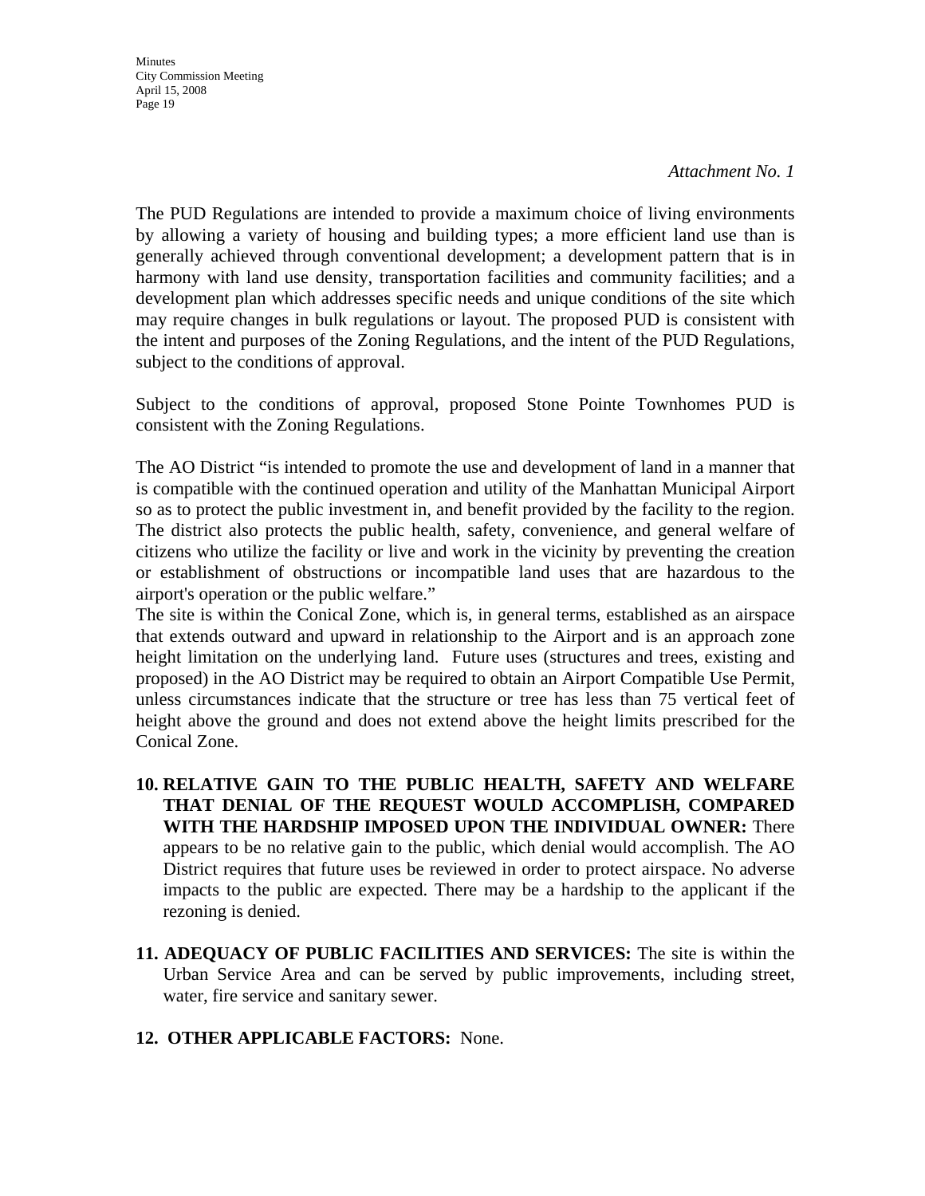*Attachment No. 1*

The PUD Regulations are intended to provide a maximum choice of living environments by allowing a variety of housing and building types; a more efficient land use than is generally achieved through conventional development; a development pattern that is in harmony with land use density, transportation facilities and community facilities; and a development plan which addresses specific needs and unique conditions of the site which may require changes in bulk regulations or layout. The proposed PUD is consistent with the intent and purposes of the Zoning Regulations, and the intent of the PUD Regulations, subject to the conditions of approval.

Subject to the conditions of approval, proposed Stone Pointe Townhomes PUD is consistent with the Zoning Regulations.

The AO District "is intended to promote the use and development of land in a manner that is compatible with the continued operation and utility of the Manhattan Municipal Airport so as to protect the public investment in, and benefit provided by the facility to the region. The district also protects the public health, safety, convenience, and general welfare of citizens who utilize the facility or live and work in the vicinity by preventing the creation or establishment of obstructions or incompatible land uses that are hazardous to the airport's operation or the public welfare."

The site is within the Conical Zone, which is, in general terms, established as an airspace that extends outward and upward in relationship to the Airport and is an approach zone height limitation on the underlying land. Future uses (structures and trees, existing and proposed) in the AO District may be required to obtain an Airport Compatible Use Permit, unless circumstances indicate that the structure or tree has less than 75 vertical feet of height above the ground and does not extend above the height limits prescribed for the Conical Zone.

10. **RELATIVE GAIN TO THE PUBLIC HEALTH, SAFETY AND WELFARE THAT DENIAL OF THE REQUEST WOULD ACCOMPLISH, COMPARED WITH THE HARDSHIP IMPOSED UPON THE INDIVIDUAL OWNER:** There appears to be no relative gain to the public, which denial would accomplish. The AO District requires that future uses be reviewed in order to protect airspace. No adverse impacts to the public are expected. There may be a hardship to the applicant if the rezoning is denied.

11. **ADEQUACY OF PUBLIC FACILITIES AND SERVICES:** The site is within the Urban Service Area and can be served by public improvements, including street, water, fire service and sanitary sewer.

12. **OTHER APPLICABLE FACTORS:** None.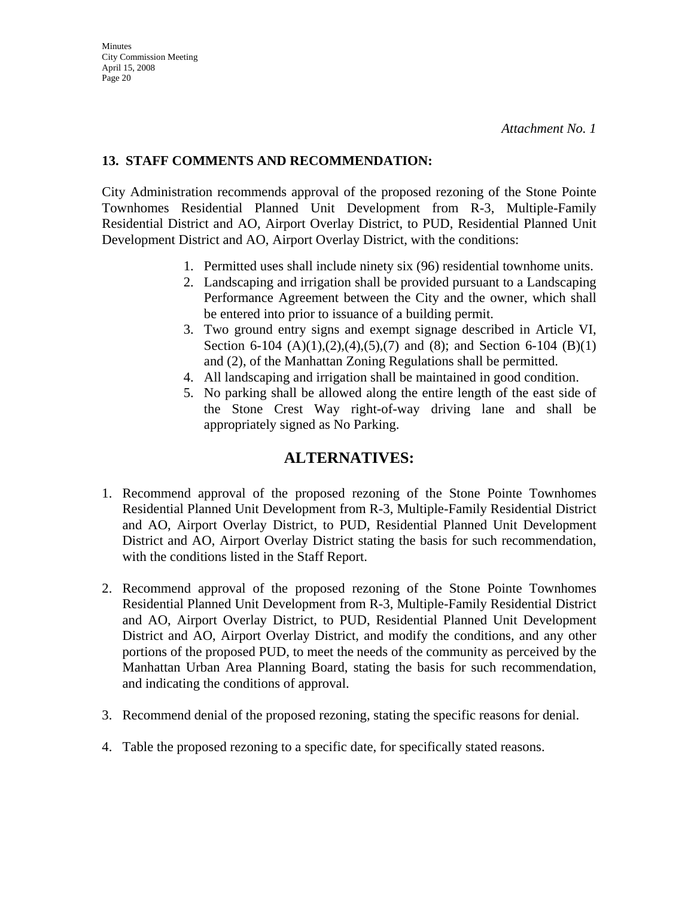*Attachment No. 1*

**13. STAFF COMMENTS AND RECOMMENDATION:**

City Administration recommends approval of the proposed rezoning of the Stone Pointe Townhomes Residential Planned Unit Development from R-3, Multiple-Family Residential District and AO, Airport Overlay District, to PUD, Residential Planned Unit Development District and AO, Airport Overlay District, with the conditions:

1. Permitted uses shall include ninety six (96) residential townhome units.
2. Landscaping and irrigation shall be provided pursuant to a Landscaping Performance Agreement between the City and the owner, which shall be entered into prior to issuance of a building permit.
3. Two ground entry signs and exempt signage described in Article VI, Section 6-104 (A)(1),(2),(4),(5),(7) and (8); and Section 6-104 (B)(1) and (2), of the Manhattan Zoning Regulations shall be permitted.
4. All landscaping and irrigation shall be maintained in good condition.
5. No parking shall be allowed along the entire length of the east side of the Stone Crest Way right-of-way driving lane and shall be appropriately signed as No Parking.

## ALTERNATIVES:

1. Recommend approval of the proposed rezoning of the Stone Pointe Townhomes Residential Planned Unit Development from R-3, Multiple-Family Residential District and AO, Airport Overlay District, to PUD, Residential Planned Unit Development District and AO, Airport Overlay District stating the basis for such recommendation, with the conditions listed in the Staff Report.

2. Recommend approval of the proposed rezoning of the Stone Pointe Townhomes Residential Planned Unit Development from R-3, Multiple-Family Residential District and AO, Airport Overlay District, to PUD, Residential Planned Unit Development District and AO, Airport Overlay District, and modify the conditions, and any other portions of the proposed PUD, to meet the needs of the community as perceived by the Manhattan Urban Area Planning Board, stating the basis for such recommendation, and indicating the conditions of approval.

3. Recommend denial of the proposed rezoning, stating the specific reasons for denial.

4. Table the proposed rezoning to a specific date, for specifically stated reasons.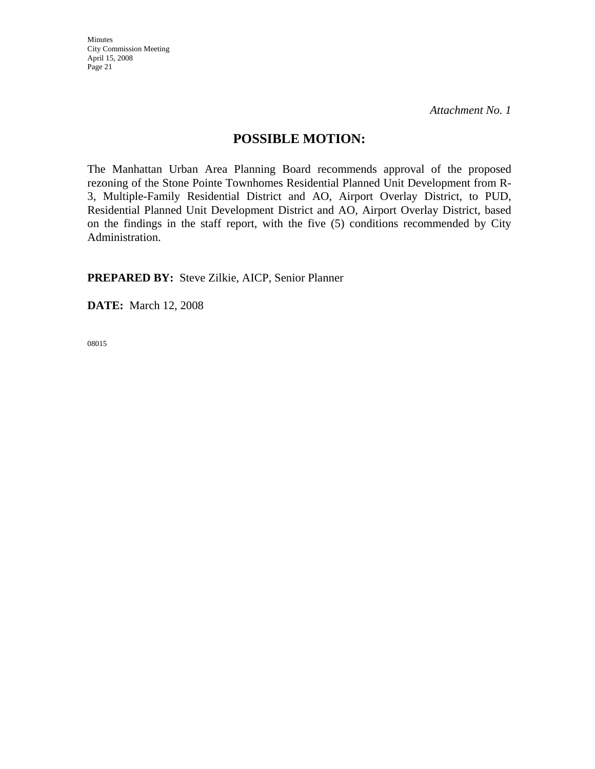*Attachment No. 1*

## POSSIBLE MOTION:

The Manhattan Urban Area Planning Board recommends approval of the proposed rezoning of the Stone Pointe Townhomes Residential Planned Unit Development from R-3, Multiple-Family Residential District and AO, Airport Overlay District, to PUD, Residential Planned Unit Development District and AO, Airport Overlay District, based on the findings in the staff report, with the five (5) conditions recommended by City Administration.

**PREPARED BY:** Steve Zilkie, AICP, Senior Planner

**DATE:** March 12, 2008

08015